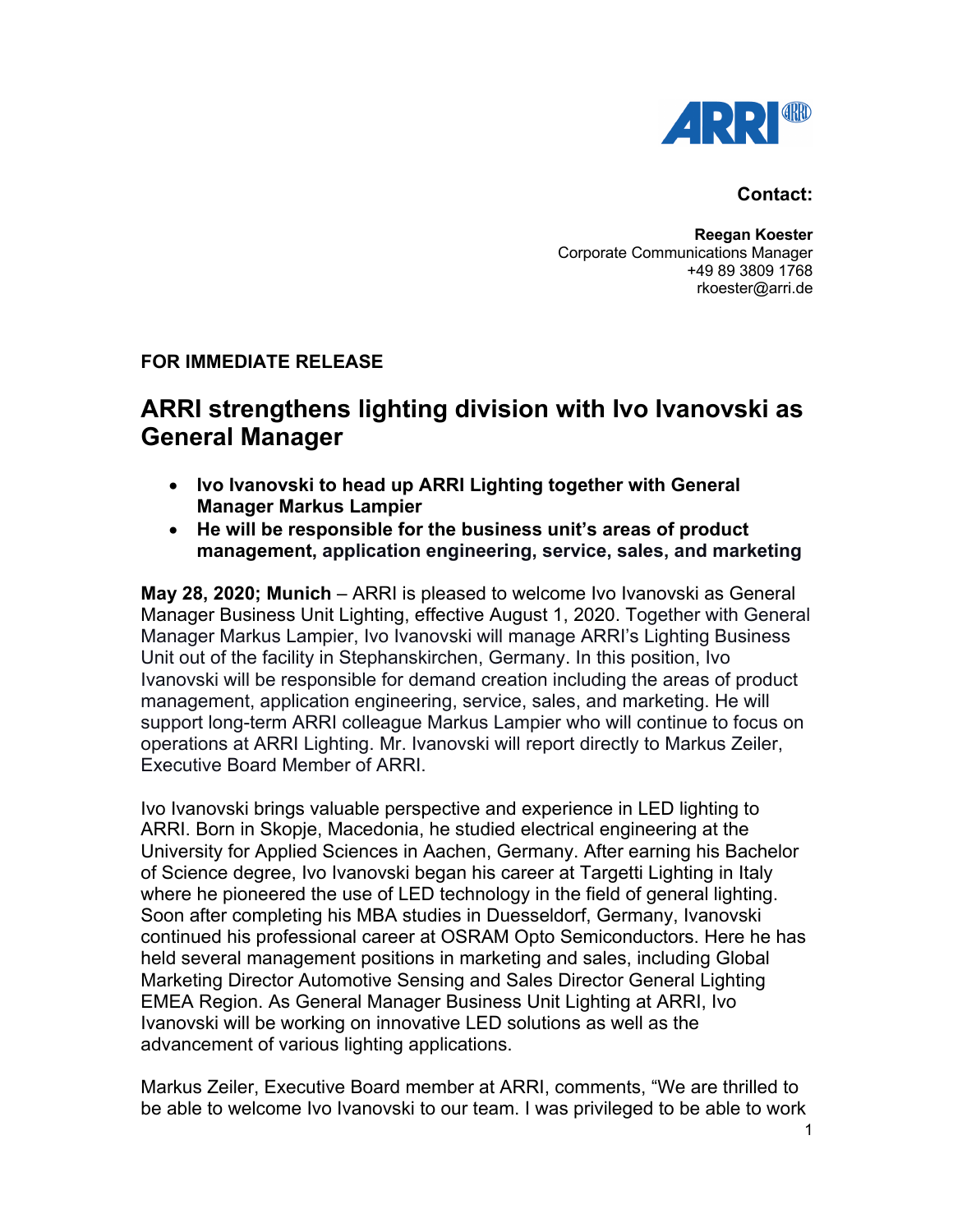**Contact:**

**Reegan Koester**
Corporate Communications Manager
+49 89 3809 1768
rkoester@arri.de

**FOR IMMEDIATE RELEASE**

# ARRI strengthens lighting division with Ivo Ivanovski as General Manager

- **Ivo Ivanovski to head up ARRI Lighting together with General Manager Markus Lampier**
- **He will be responsible for the business unit's areas of product management, application engineering, service, sales, and marketing**

**May 28, 2020; Munich** – ARRI is pleased to welcome Ivo Ivanovski as General Manager Business Unit Lighting, effective August 1, 2020. Together with General Manager Markus Lampier, Ivo Ivanovski will manage ARRI's Lighting Business Unit out of the facility in Stephanskirchen, Germany. In this position, Ivo Ivanovski will be responsible for demand creation including the areas of product management, application engineering, service, sales, and marketing. He will support long-term ARRI colleague Markus Lampier who will continue to focus on operations at ARRI Lighting. Mr. Ivanovski will report directly to Markus Zeiler, Executive Board Member of ARRI.

Ivo Ivanovski brings valuable perspective and experience in LED lighting to ARRI. Born in Skopje, Macedonia, he studied electrical engineering at the University for Applied Sciences in Aachen, Germany. After earning his Bachelor of Science degree, Ivo Ivanovski began his career at Targetti Lighting in Italy where he pioneered the use of LED technology in the field of general lighting. Soon after completing his MBA studies in Duesseldorf, Germany, Ivanovski continued his professional career at OSRAM Opto Semiconductors. Here he has held several management positions in marketing and sales, including Global Marketing Director Automotive Sensing and Sales Director General Lighting EMEA Region. As General Manager Business Unit Lighting at ARRI, Ivo Ivanovski will be working on innovative LED solutions as well as the advancement of various lighting applications.

Markus Zeiler, Executive Board member at ARRI, comments, "We are thrilled to be able to welcome Ivo Ivanovski to our team. I was privileged to be able to work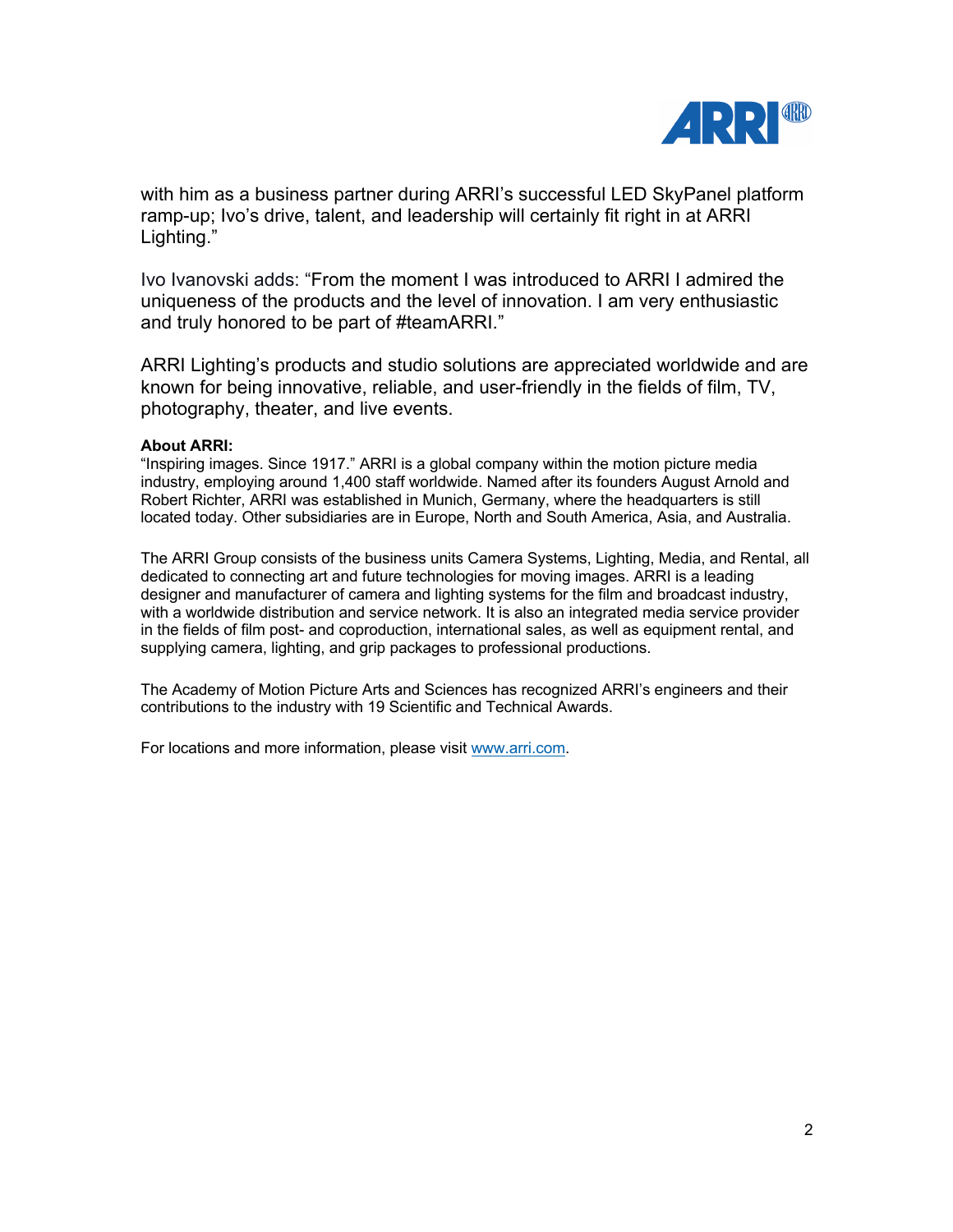with him as a business partner during ARRI's successful LED SkyPanel platform ramp-up; Ivo's drive, talent, and leadership will certainly fit right in at ARRI Lighting."

Ivo Ivanovski adds: "From the moment I was introduced to ARRI I admired the uniqueness of the products and the level of innovation. I am very enthusiastic and truly honored to be part of #teamARRI."

ARRI Lighting's products and studio solutions are appreciated worldwide and are known for being innovative, reliable, and user-friendly in the fields of film, TV, photography, theater, and live events.

**About ARRI:**
"Inspiring images. Since 1917." ARRI is a global company within the motion picture media industry, employing around 1,400 staff worldwide. Named after its founders August Arnold and Robert Richter, ARRI was established in Munich, Germany, where the headquarters is still located today. Other subsidiaries are in Europe, North and South America, Asia, and Australia.

The ARRI Group consists of the business units Camera Systems, Lighting, Media, and Rental, all dedicated to connecting art and future technologies for moving images. ARRI is a leading designer and manufacturer of camera and lighting systems for the film and broadcast industry, with a worldwide distribution and service network. It is also an integrated media service provider in the fields of film post- and coproduction, international sales, as well as equipment rental, and supplying camera, lighting, and grip packages to professional productions.

The Academy of Motion Picture Arts and Sciences has recognized ARRI's engineers and their contributions to the industry with 19 Scientific and Technical Awards.

For locations and more information, please visit www.arri.com.